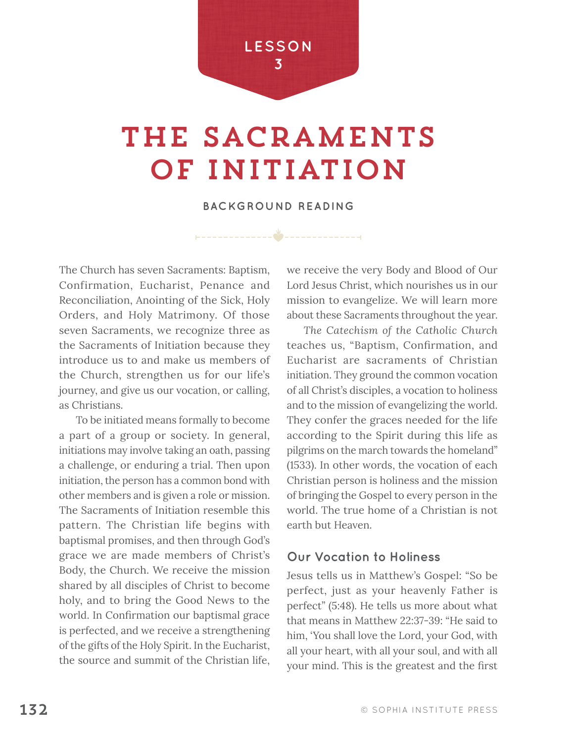LESSON 3

# THE SACRAMENTS OF INITIATION

## BACKGROUND READING

The Church has seven Sacraments: Baptism, Confirmation, Eucharist, Penance and Reconciliation, Anointing of the Sick, Holy Orders, and Holy Matrimony. Of those seven Sacraments, we recognize three as the Sacraments of Initiation because they introduce us to and make us members of the Church, strengthen us for our life's journey, and give us our vocation, or calling, as Christians.

To be initiated means formally to become a part of a group or society. In general, initiations may involve taking an oath, passing a challenge, or enduring a trial. Then upon initiation, the person has a common bond with other members and is given a role or mission. The Sacraments of Initiation resemble this pattern. The Christian life begins with baptismal promises, and then through God's grace we are made members of Christ's Body, the Church. We receive the mission shared by all disciples of Christ to become holy, and to bring the Good News to the world. In Confirmation our baptismal grace is perfected, and we receive a strengthening of the gifts of the Holy Spirit. In the Eucharist, the source and summit of the Christian life, we receive the very Body and Blood of Our Lord Jesus Christ, which nourishes us in our mission to evangelize. We will learn more about these Sacraments throughout the year.

*The Catechism of the Catholic Church* teaches us, "Baptism, Confirmation, and Eucharist are sacraments of Christian initiation. They ground the common vocation of all Christ's disciples, a vocation to holiness and to the mission of evangelizing the world. They confer the graces needed for the life according to the Spirit during this life as pilgrims on the march towards the homeland" (1533). In other words, the vocation of each Christian person is holiness and the mission of bringing the Gospel to every person in the world. The true home of a Christian is not earth but Heaven.

### Our Vocation to Holiness

Jesus tells us in Matthew's Gospel: "So be perfect, just as your heavenly Father is perfect" (5:48). He tells us more about what that means in Matthew 22:37-39: "He said to him, 'You shall love the Lord, your God, with all your heart, with all your soul, and with all your mind. This is the greatest and the first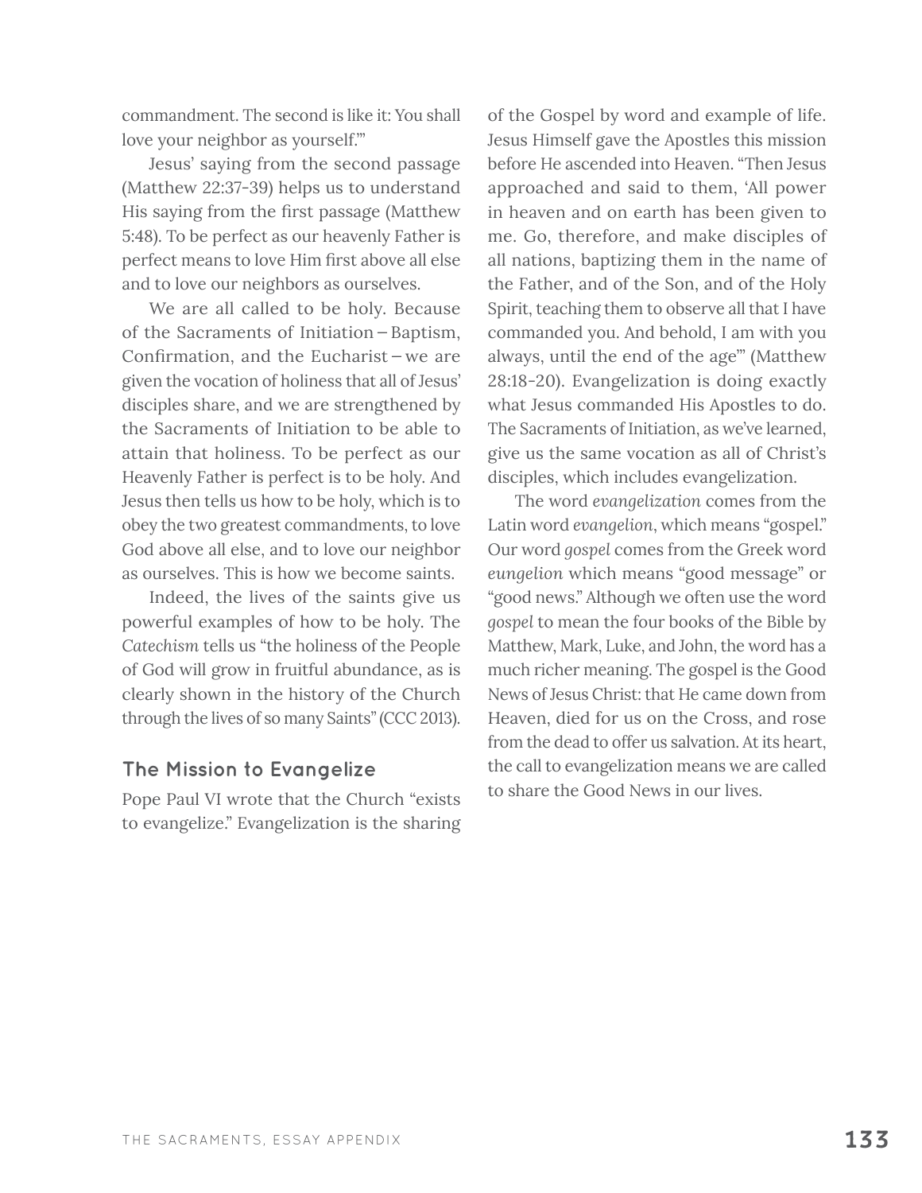commandment. The second is like it: You shall love your neighbor as yourself.'"

Jesus' saying from the second passage (Matthew 22:37-39) helps us to understand His saying from the first passage (Matthew 5:48). To be perfect as our heavenly Father is perfect means to love Him first above all else and to love our neighbors as ourselves.

We are all called to be holy. Because of the Sacraments of Initiation – Baptism, Confirmation, and the Eucharist – we are given the vocation of holiness that all of Jesus' disciples share, and we are strengthened by the Sacraments of Initiation to be able to attain that holiness. To be perfect as our Heavenly Father is perfect is to be holy. And Jesus then tells us how to be holy, which is to obey the two greatest commandments, to love God above all else, and to love our neighbor as ourselves. This is how we become saints.

Indeed, the lives of the saints give us powerful examples of how to be holy. The *Catechism* tells us "the holiness of the People of God will grow in fruitful abundance, as is clearly shown in the history of the Church through the lives of so many Saints" (CCC 2013).

### The Mission to Evangelize

Pope Paul VI wrote that the Church "exists to evangelize." Evangelization is the sharing of the Gospel by word and example of life. Jesus Himself gave the Apostles this mission before He ascended into Heaven. "Then Jesus approached and said to them, 'All power in heaven and on earth has been given to me. Go, therefore, and make disciples of all nations, baptizing them in the name of the Father, and of the Son, and of the Holy Spirit, teaching them to observe all that I have commanded you. And behold, I am with you always, until the end of the age'" (Matthew 28:18-20). Evangelization is doing exactly what Jesus commanded His Apostles to do. The Sacraments of Initiation, as we've learned, give us the same vocation as all of Christ's disciples, which includes evangelization.

The word *evangelization* comes from the Latin word *evangelion*, which means "gospel." Our word *gospel* comes from the Greek word *eungelion* which means "good message" or "good news." Although we often use the word *gospel* to mean the four books of the Bible by Matthew, Mark, Luke, and John, the word has a much richer meaning. The gospel is the Good News of Jesus Christ: that He came down from Heaven, died for us on the Cross, and rose from the dead to offer us salvation. At its heart, the call to evangelization means we are called to share the Good News in our lives.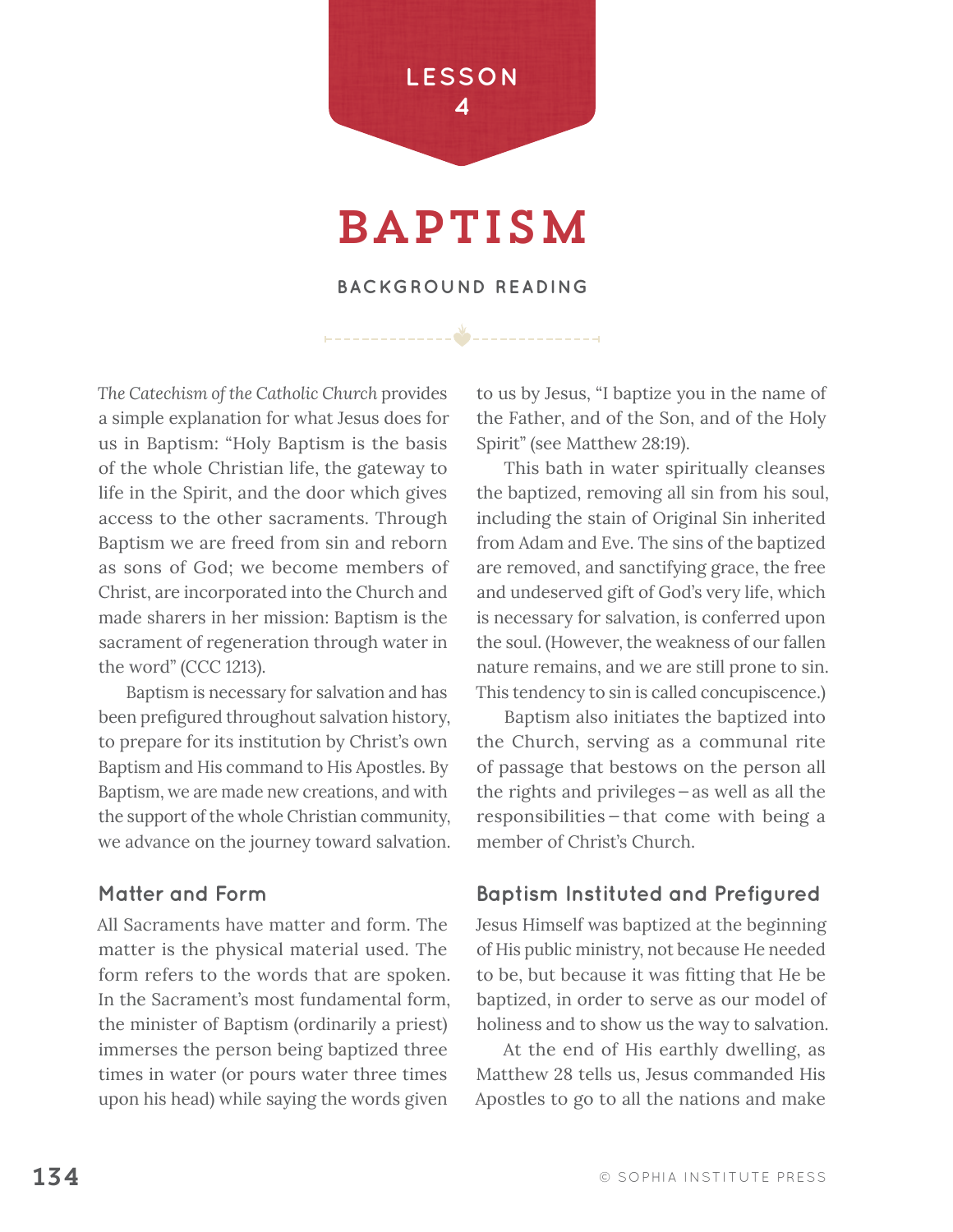LESSON 4

# BAPTISM

### BACKGROUND READING

*The Catechism of the Catholic Church* provides a simple explanation for what Jesus does for us in Baptism: "Holy Baptism is the basis of the whole Christian life, the gateway to life in the Spirit, and the door which gives access to the other sacraments. Through Baptism we are freed from sin and reborn as sons of God; we become members of Christ, are incorporated into the Church and made sharers in her mission: Baptism is the sacrament of regeneration through water in the word" (CCC 1213).

Baptism is necessary for salvation and has been prefigured throughout salvation history, to prepare for its institution by Christ's own Baptism and His command to His Apostles. By Baptism, we are made new creations, and with the support of the whole Christian community, we advance on the journey toward salvation.

## Matter and Form

All Sacraments have matter and form. The matter is the physical material used. The form refers to the words that are spoken. In the Sacrament's most fundamental form, the minister of Baptism (ordinarily a priest) immerses the person being baptized three times in water (or pours water three times upon his head) while saying the words given to us by Jesus, "I baptize you in the name of the Father, and of the Son, and of the Holy Spirit" (see Matthew 28:19).

This bath in water spiritually cleanses the baptized, removing all sin from his soul, including the stain of Original Sin inherited from Adam and Eve. The sins of the baptized are removed, and sanctifying grace, the free and undeserved gift of God's very life, which is necessary for salvation, is conferred upon the soul. (However, the weakness of our fallen nature remains, and we are still prone to sin. This tendency to sin is called concupiscence.)

Baptism also initiates the baptized into the Church, serving as a communal rite of passage that bestows on the person all the rights and privileges – as well as all the responsibilities – that come with being a member of Christ's Church.

## Baptism Instituted and Prefigured

Jesus Himself was baptized at the beginning of His public ministry, not because He needed to be, but because it was fitting that He be baptized, in order to serve as our model of holiness and to show us the way to salvation.

At the end of His earthly dwelling, as Matthew 28 tells us, Jesus commanded His Apostles to go to all the nations and make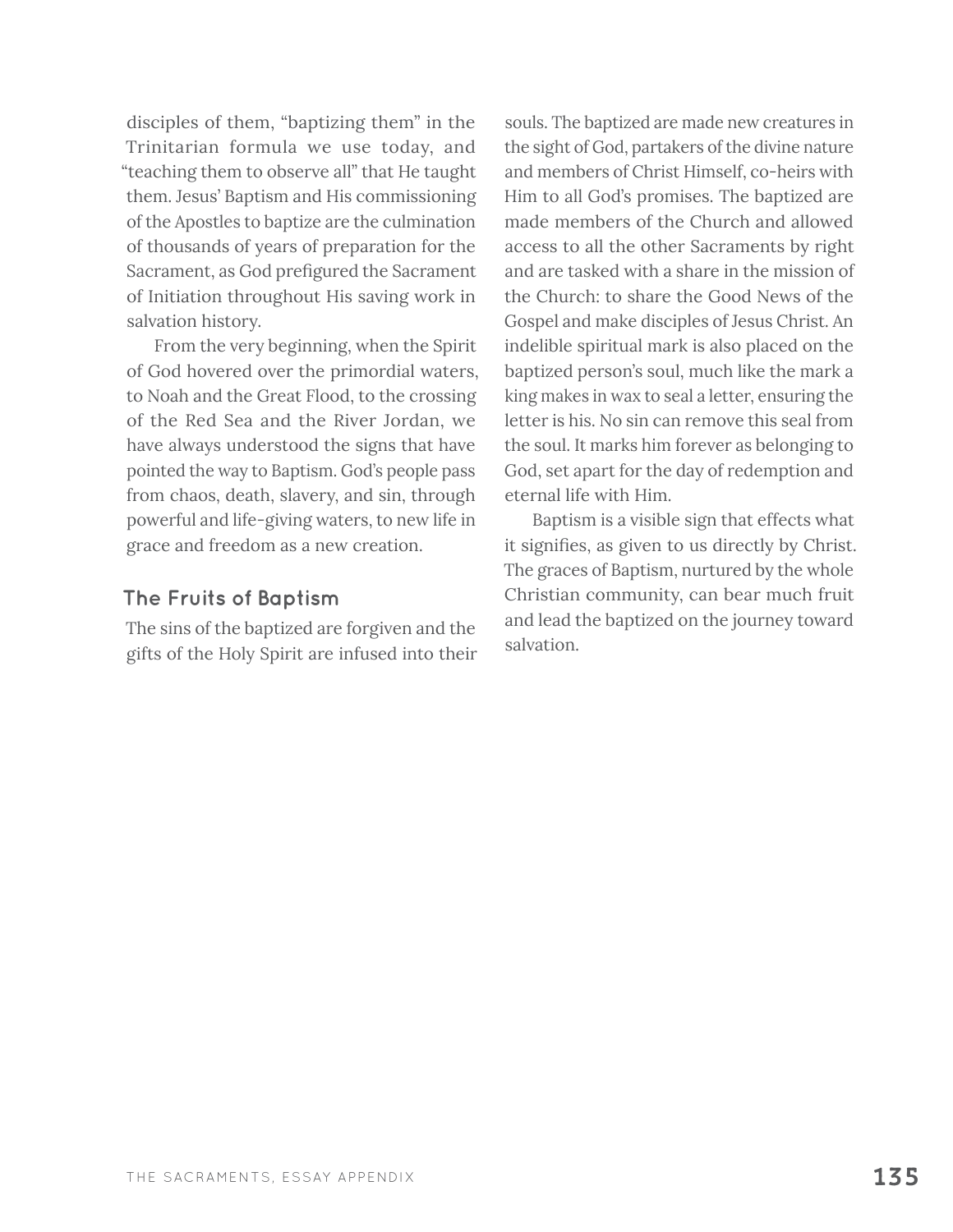disciples of them, "baptizing them" in the Trinitarian formula we use today, and "teaching them to observe all" that He taught them. Jesus' Baptism and His commissioning of the Apostles to baptize are the culmination of thousands of years of preparation for the Sacrament, as God prefigured the Sacrament of Initiation throughout His saving work in salvation history.

From the very beginning, when the Spirit of God hovered over the primordial waters, to Noah and the Great Flood, to the crossing of the Red Sea and the River Jordan, we have always understood the signs that have pointed the way to Baptism. God's people pass from chaos, death, slavery, and sin, through powerful and life-giving waters, to new life in grace and freedom as a new creation.

### The Fruits of Baptism

The sins of the baptized are forgiven and the gifts of the Holy Spirit are infused into their souls. The baptized are made new creatures in the sight of God, partakers of the divine nature and members of Christ Himself, co-heirs with Him to all God's promises. The baptized are made members of the Church and allowed access to all the other Sacraments by right and are tasked with a share in the mission of the Church: to share the Good News of the Gospel and make disciples of Jesus Christ. An indelible spiritual mark is also placed on the baptized person's soul, much like the mark a king makes in wax to seal a letter, ensuring the letter is his. No sin can remove this seal from the soul. It marks him forever as belonging to God, set apart for the day of redemption and eternal life with Him.

Baptism is a visible sign that effects what it signifies, as given to us directly by Christ. The graces of Baptism, nurtured by the whole Christian community, can bear much fruit and lead the baptized on the journey toward salvation.